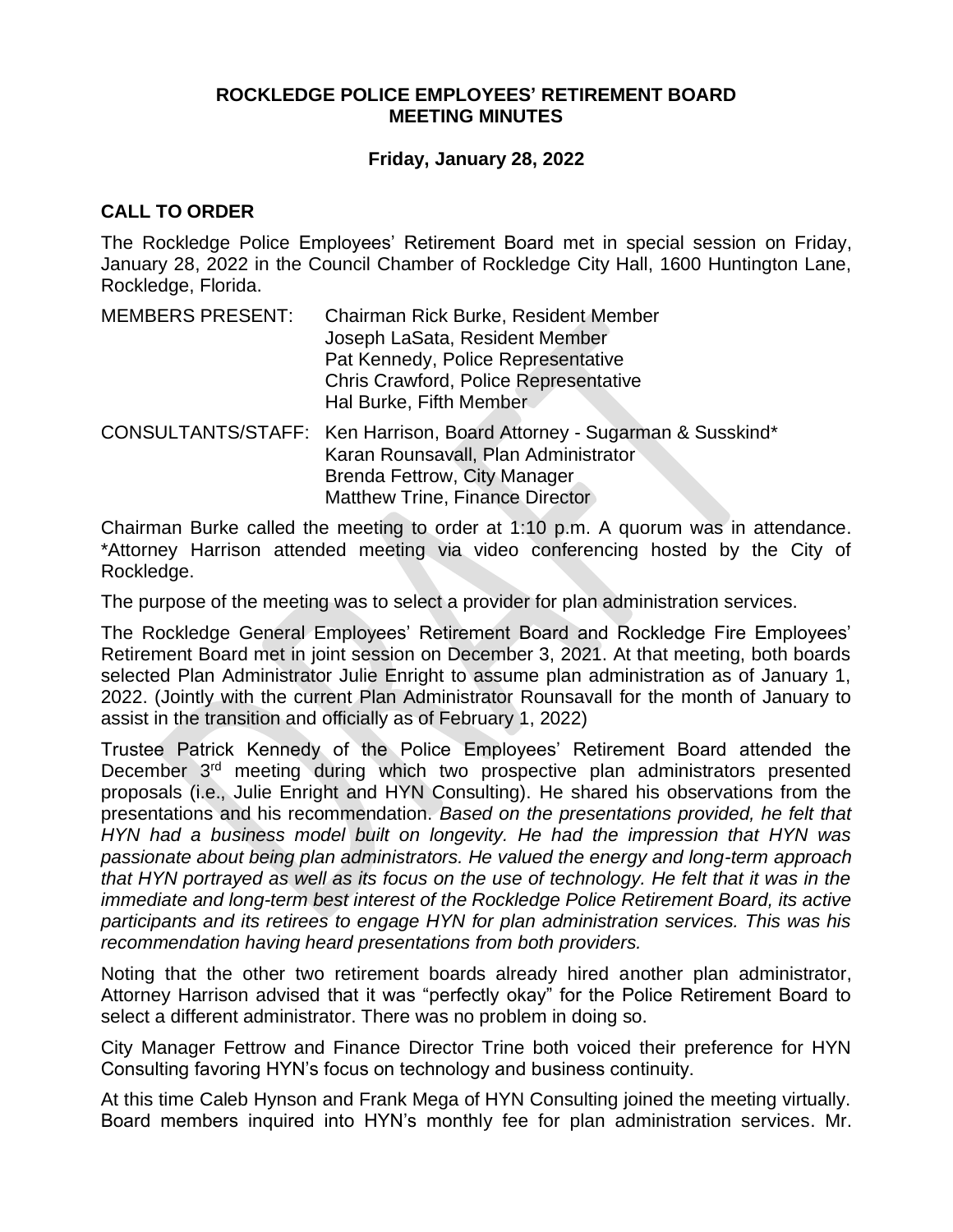**ROCKLEDGE POLICE EMPLOYEES' RETIREMENT BOARD**
**MEETING MINUTES**

**Friday, January 28, 2022**

## CALL TO ORDER

The Rockledge Police Employees' Retirement Board met in special session on Friday, January 28, 2022 in the Council Chamber of Rockledge City Hall, 1600 Huntington Lane, Rockledge, Florida.

| | |
|---|---|
| MEMBERS PRESENT: | Chairman Rick Burke, Resident Member<br>Joseph LaSata, Resident Member<br>Pat Kennedy, Police Representative<br>Chris Crawford, Police Representative<br>Hal Burke, Fifth Member |
| CONSULTANTS/STAFF: | Ken Harrison, Board Attorney - Sugarman & Susskind*<br>Karan Rounsavall, Plan Administrator<br>Brenda Fettrow, City Manager<br>Matthew Trine, Finance Director |

Chairman Burke called the meeting to order at 1:10 p.m. A quorum was in attendance. *Attorney Harrison attended meeting via video conferencing hosted by the City of Rockledge.

The purpose of the meeting was to select a provider for plan administration services.

The Rockledge General Employees' Retirement Board and Rockledge Fire Employees' Retirement Board met in joint session on December 3, 2021. At that meeting, both boards selected Plan Administrator Julie Enright to assume plan administration as of January 1, 2022. (Jointly with the current Plan Administrator Rounsavall for the month of January to assist in the transition and officially as of February 1, 2022)

Trustee Patrick Kennedy of the Police Employees' Retirement Board attended the December 3rd meeting during which two prospective plan administrators presented proposals (i.e., Julie Enright and HYN Consulting). He shared his observations from the presentations and his recommendation. *Based on the presentations provided, he felt that HYN had a business model built on longevity. He had the impression that HYN was passionate about being plan administrators. He valued the energy and long-term approach that HYN portrayed as well as its focus on the use of technology. He felt that it was in the immediate and long-term best interest of the Rockledge Police Retirement Board, its active participants and its retirees to engage HYN for plan administration services. This was his recommendation having heard presentations from both providers.*

Noting that the other two retirement boards already hired another plan administrator, Attorney Harrison advised that it was "perfectly okay" for the Police Retirement Board to select a different administrator. There was no problem in doing so.

City Manager Fettrow and Finance Director Trine both voiced their preference for HYN Consulting favoring HYN's focus on technology and business continuity.

At this time Caleb Hynson and Frank Mega of HYN Consulting joined the meeting virtually. Board members inquired into HYN's monthly fee for plan administration services. Mr.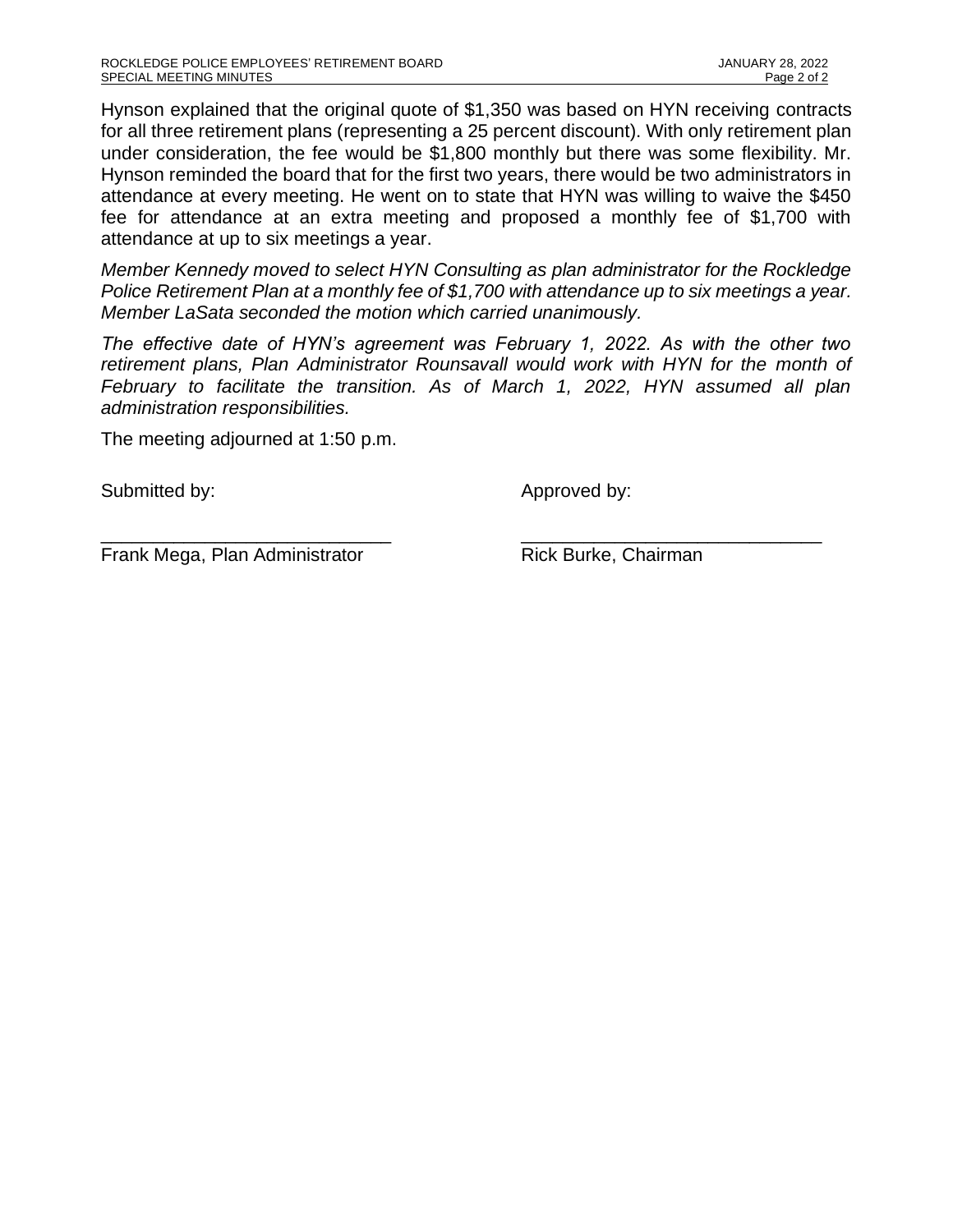Hynson explained that the original quote of $1,350 was based on HYN receiving contracts for all three retirement plans (representing a 25 percent discount). With only retirement plan under consideration, the fee would be $1,800 monthly but there was some flexibility. Mr. Hynson reminded the board that for the first two years, there would be two administrators in attendance at every meeting. He went on to state that HYN was willing to waive the $450 fee for attendance at an extra meeting and proposed a monthly fee of $1,700 with attendance at up to six meetings a year.

*Member Kennedy moved to select HYN Consulting as plan administrator for the Rockledge Police Retirement Plan at a monthly fee of $1,700 with attendance up to six meetings a year. Member LaSata seconded the motion which carried unanimously.*

*The effective date of HYN's agreement was February 1, 2022. As with the other two retirement plans, Plan Administrator Rounsavall would work with HYN for the month of February to facilitate the transition. As of March 1, 2022, HYN assumed all plan administration responsibilities.*

The meeting adjourned at 1:50 p.m.

Submitted by:

____________________________

Frank Mega, Plan Administrator

Approved by:

____________________________

Rick Burke, Chairman